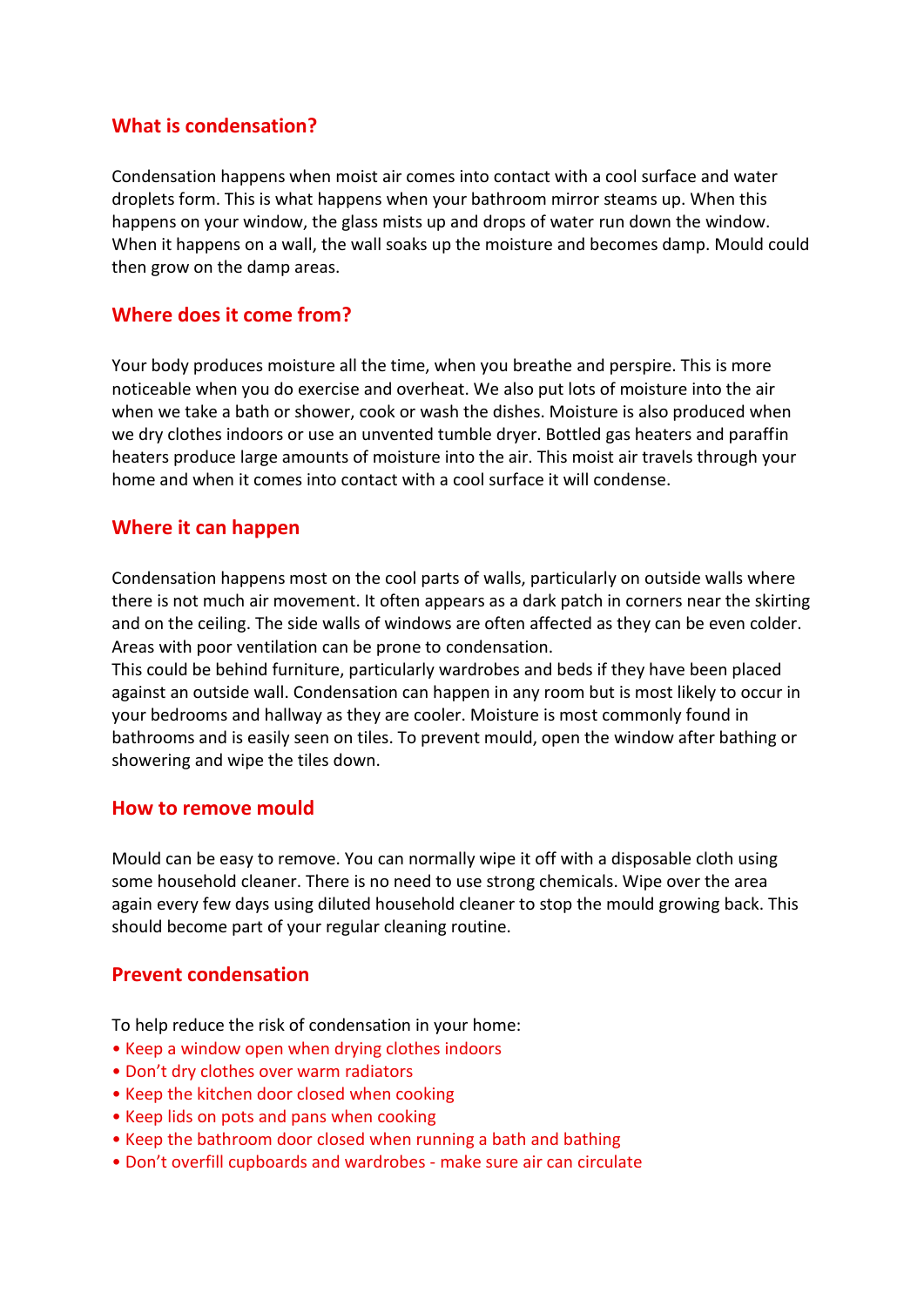## What is condensation?

Condensation happens when moist air comes into contact with a cool surface and water droplets form. This is what happens when your bathroom mirror steams up. When this happens on your window, the glass mists up and drops of water run down the window. When it happens on a wall, the wall soaks up the moisture and becomes damp. Mould could then grow on the damp areas.

## Where does it come from?

Your body produces moisture all the time, when you breathe and perspire. This is more noticeable when you do exercise and overheat. We also put lots of moisture into the air when we take a bath or shower, cook or wash the dishes. Moisture is also produced when we dry clothes indoors or use an unvented tumble dryer. Bottled gas heaters and paraffin heaters produce large amounts of moisture into the air. This moist air travels through your home and when it comes into contact with a cool surface it will condense.

## Where it can happen

Condensation happens most on the cool parts of walls, particularly on outside walls where there is not much air movement. It often appears as a dark patch in corners near the skirting and on the ceiling. The side walls of windows are often affected as they can be even colder. Areas with poor ventilation can be prone to condensation.
This could be behind furniture, particularly wardrobes and beds if they have been placed against an outside wall. Condensation can happen in any room but is most likely to occur in your bedrooms and hallway as they are cooler. Moisture is most commonly found in bathrooms and is easily seen on tiles. To prevent mould, open the window after bathing or showering and wipe the tiles down.

## How to remove mould

Mould can be easy to remove. You can normally wipe it off with a disposable cloth using some household cleaner. There is no need to use strong chemicals. Wipe over the area again every few days using diluted household cleaner to stop the mould growing back. This should become part of your regular cleaning routine.

## Prevent condensation

To help reduce the risk of condensation in your home:

- Keep a window open when drying clothes indoors
- Don't dry clothes over warm radiators
- Keep the kitchen door closed when cooking
- Keep lids on pots and pans when cooking
- Keep the bathroom door closed when running a bath and bathing
- Don't overfill cupboards and wardrobes - make sure air can circulate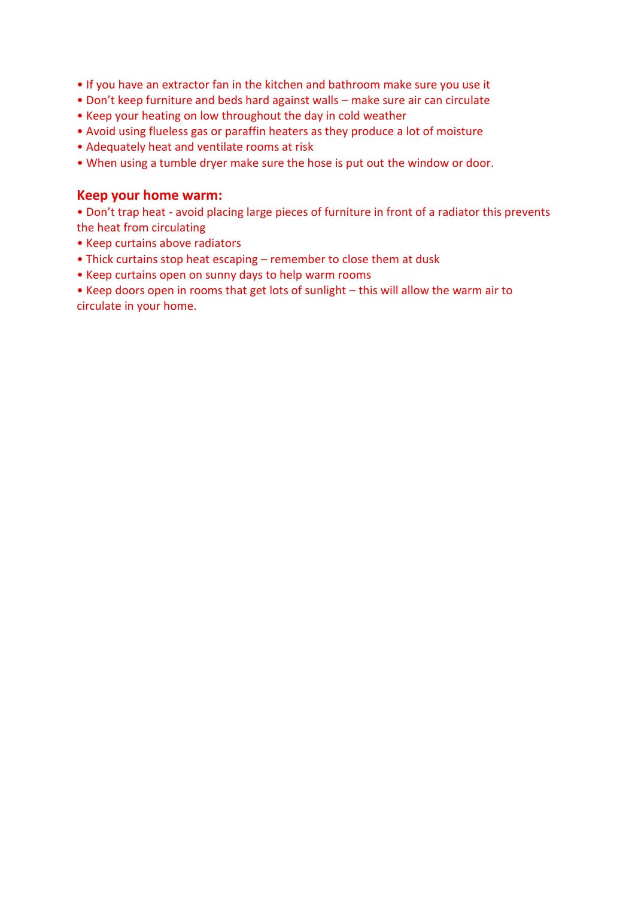- If you have an extractor fan in the kitchen and bathroom make sure you use it
- Don't keep furniture and beds hard against walls – make sure air can circulate
- Keep your heating on low throughout the day in cold weather
- Avoid using flueless gas or paraffin heaters as they produce a lot of moisture
- Adequately heat and ventilate rooms at risk
- When using a tumble dryer make sure the hose is put out the window or door.

## Keep your home warm:

- Don't trap heat - avoid placing large pieces of furniture in front of a radiator this prevents the heat from circulating
- Keep curtains above radiators
- Thick curtains stop heat escaping – remember to close them at dusk
- Keep curtains open on sunny days to help warm rooms
- Keep doors open in rooms that get lots of sunlight – this will allow the warm air to circulate in your home.